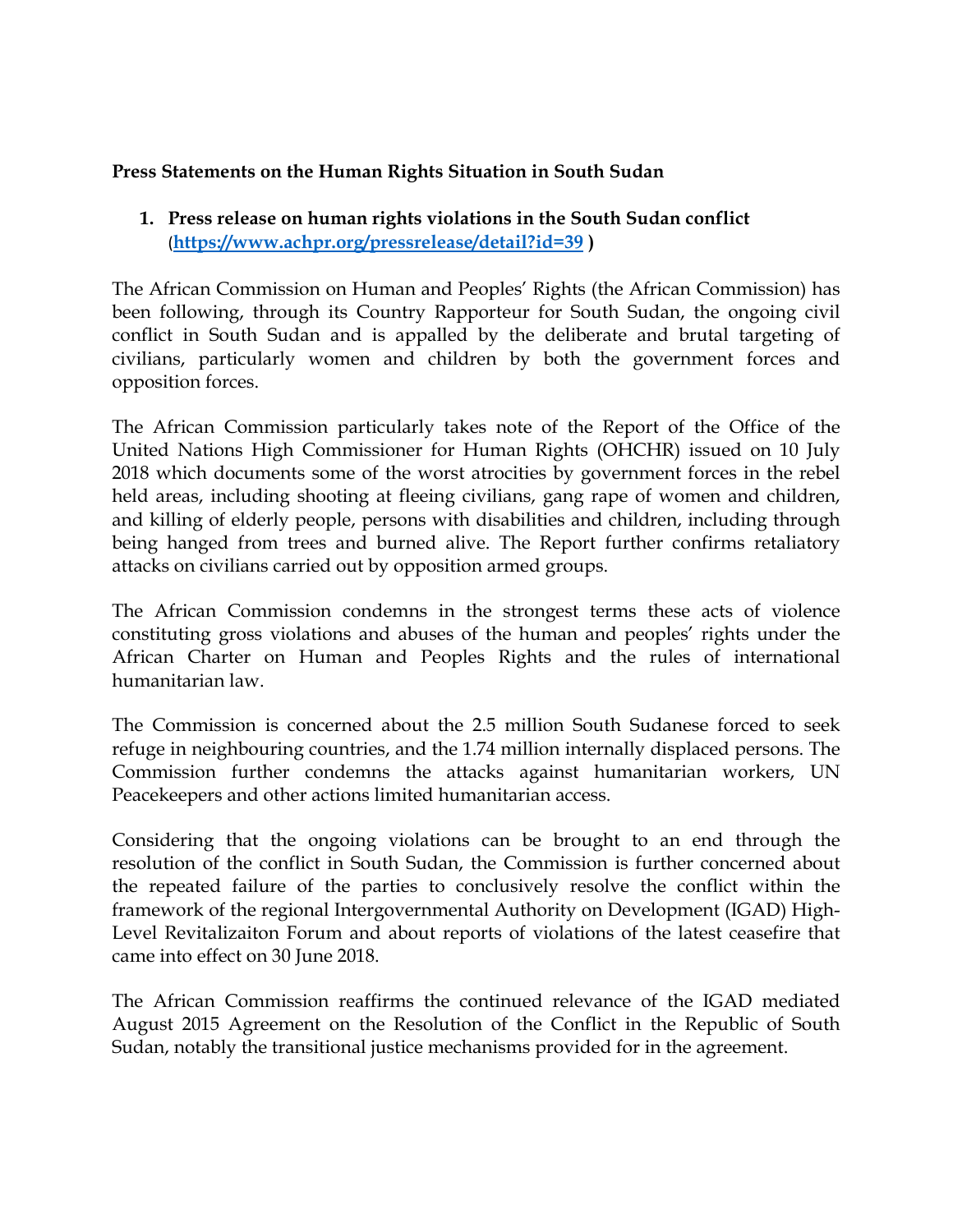**Press Statements on the Human Rights Situation in South Sudan**

1. **Press release on human rights violations in the South Sudan conflict** (**https://www.achpr.org/pressrelease/detail?id=39** )

The African Commission on Human and Peoples' Rights (the African Commission) has been following, through its Country Rapporteur for South Sudan, the ongoing civil conflict in South Sudan and is appalled by the deliberate and brutal targeting of civilians, particularly women and children by both the government forces and opposition forces.

The African Commission particularly takes note of the Report of the Office of the United Nations High Commissioner for Human Rights (OHCHR) issued on 10 July 2018 which documents some of the worst atrocities by government forces in the rebel held areas, including shooting at fleeing civilians, gang rape of women and children, and killing of elderly people, persons with disabilities and children, including through being hanged from trees and burned alive. The Report further confirms retaliatory attacks on civilians carried out by opposition armed groups.

The African Commission condemns in the strongest terms these acts of violence constituting gross violations and abuses of the human and peoples' rights under the African Charter on Human and Peoples Rights and the rules of international humanitarian law.

The Commission is concerned about the 2.5 million South Sudanese forced to seek refuge in neighbouring countries, and the 1.74 million internally displaced persons. The Commission further condemns the attacks against humanitarian workers, UN Peacekeepers and other actions limited humanitarian access.

Considering that the ongoing violations can be brought to an end through the resolution of the conflict in South Sudan, the Commission is further concerned about the repeated failure of the parties to conclusively resolve the conflict within the framework of the regional Intergovernmental Authority on Development (IGAD) High-Level Revitalizaiton Forum and about reports of violations of the latest ceasefire that came into effect on 30 June 2018.

The African Commission reaffirms the continued relevance of the IGAD mediated August 2015 Agreement on the Resolution of the Conflict in the Republic of South Sudan, notably the transitional justice mechanisms provided for in the agreement.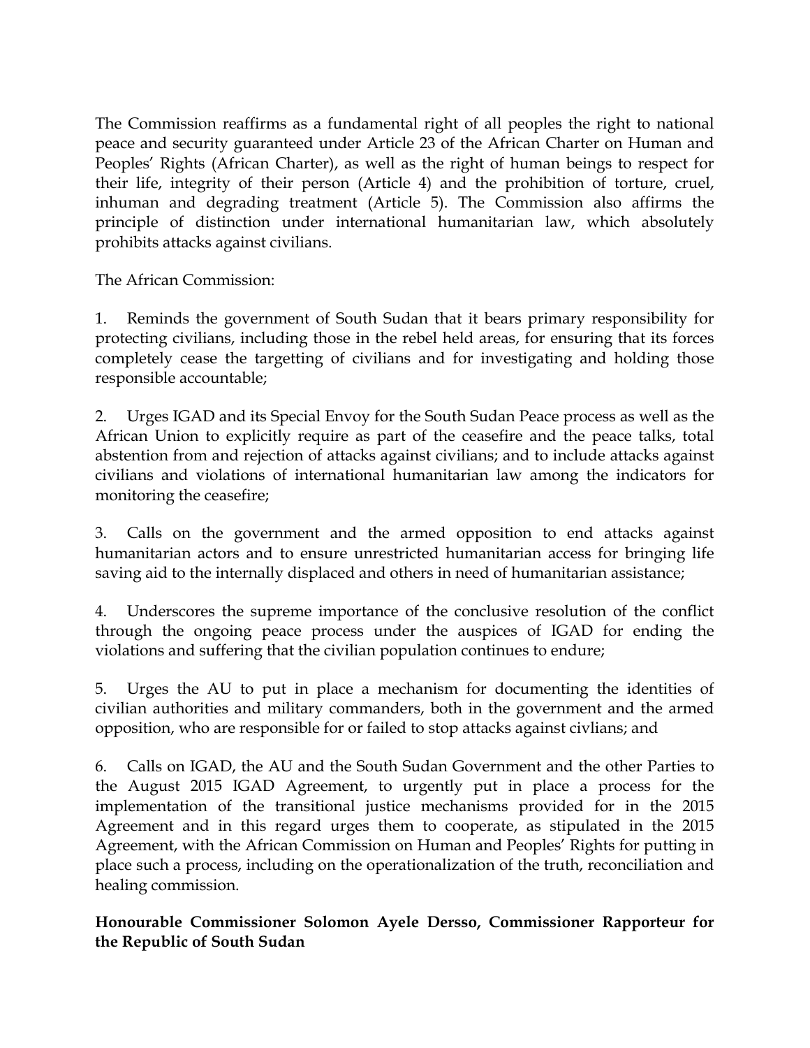The Commission reaffirms as a fundamental right of all peoples the right to national peace and security guaranteed under Article 23 of the African Charter on Human and Peoples' Rights (African Charter), as well as the right of human beings to respect for their life, integrity of their person (Article 4) and the prohibition of torture, cruel, inhuman and degrading treatment (Article 5). The Commission also affirms the principle of distinction under international humanitarian law, which absolutely prohibits attacks against civilians.

The African Commission:

1. Reminds the government of South Sudan that it bears primary responsibility for protecting civilians, including those in the rebel held areas, for ensuring that its forces completely cease the targetting of civilians and for investigating and holding those responsible accountable;

2. Urges IGAD and its Special Envoy for the South Sudan Peace process as well as the African Union to explicitly require as part of the ceasefire and the peace talks, total abstention from and rejection of attacks against civilians; and to include attacks against civilians and violations of international humanitarian law among the indicators for monitoring the ceasefire;

3. Calls on the government and the armed opposition to end attacks against humanitarian actors and to ensure unrestricted humanitarian access for bringing life saving aid to the internally displaced and others in need of humanitarian assistance;

4. Underscores the supreme importance of the conclusive resolution of the conflict through the ongoing peace process under the auspices of IGAD for ending the violations and suffering that the civilian population continues to endure;

5. Urges the AU to put in place a mechanism for documenting the identities of civilian authorities and military commanders, both in the government and the armed opposition, who are responsible for or failed to stop attacks against civlians; and

6. Calls on IGAD, the AU and the South Sudan Government and the other Parties to the August 2015 IGAD Agreement, to urgently put in place a process for the implementation of the transitional justice mechanisms provided for in the 2015 Agreement and in this regard urges them to cooperate, as stipulated in the 2015 Agreement, with the African Commission on Human and Peoples' Rights for putting in place such a process, including on the operationalization of the truth, reconciliation and healing commission.

**Honourable Commissioner Solomon Ayele Dersso, Commissioner Rapporteur for the Republic of South Sudan**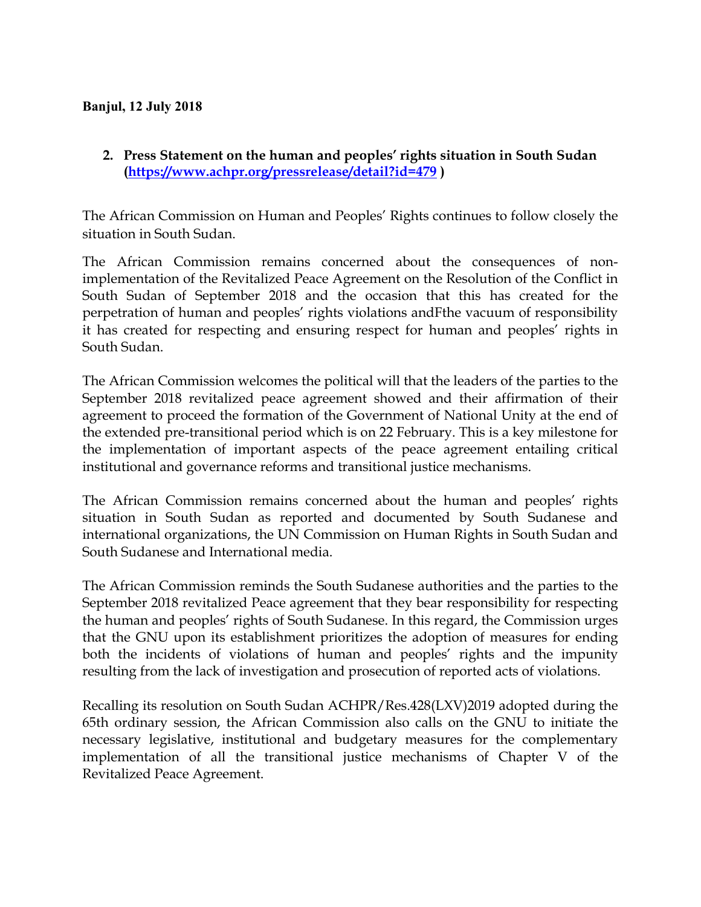**Banjul, 12 July 2018**

2. **Press Statement on the human and peoples' rights situation in South Sudan ([https://www.achpr.org/pressrelease/detail?id=479](https://www.achpr.org/pressrelease/detail?id=479) )**

The African Commission on Human and Peoples' Rights continues to follow closely the situation in South Sudan.

The African Commission remains concerned about the consequences of non-implementation of the Revitalized Peace Agreement on the Resolution of the Conflict in South Sudan of September 2018 and the occasion that this has created for the perpetration of human and peoples' rights violations andFthe vacuum of responsibility it has created for respecting and ensuring respect for human and peoples' rights in South Sudan.

The African Commission welcomes the political will that the leaders of the parties to the September 2018 revitalized peace agreement showed and their affirmation of their agreement to proceed the formation of the Government of National Unity at the end of the extended pre-transitional period which is on 22 February. This is a key milestone for the implementation of important aspects of the peace agreement entailing critical institutional and governance reforms and transitional justice mechanisms.

The African Commission remains concerned about the human and peoples' rights situation in South Sudan as reported and documented by South Sudanese and international organizations, the UN Commission on Human Rights in South Sudan and South Sudanese and International media.

The African Commission reminds the South Sudanese authorities and the parties to the September 2018 revitalized Peace agreement that they bear responsibility for respecting the human and peoples' rights of South Sudanese. In this regard, the Commission urges that the GNU upon its establishment prioritizes the adoption of measures for ending both the incidents of violations of human and peoples' rights and the impunity resulting from the lack of investigation and prosecution of reported acts of violations.

Recalling its resolution on South Sudan ACHPR/Res.428(LXV)2019 adopted during the 65th ordinary session, the African Commission also calls on the GNU to initiate the necessary legislative, institutional and budgetary measures for the complementary implementation of all the transitional justice mechanisms of Chapter V of the Revitalized Peace Agreement.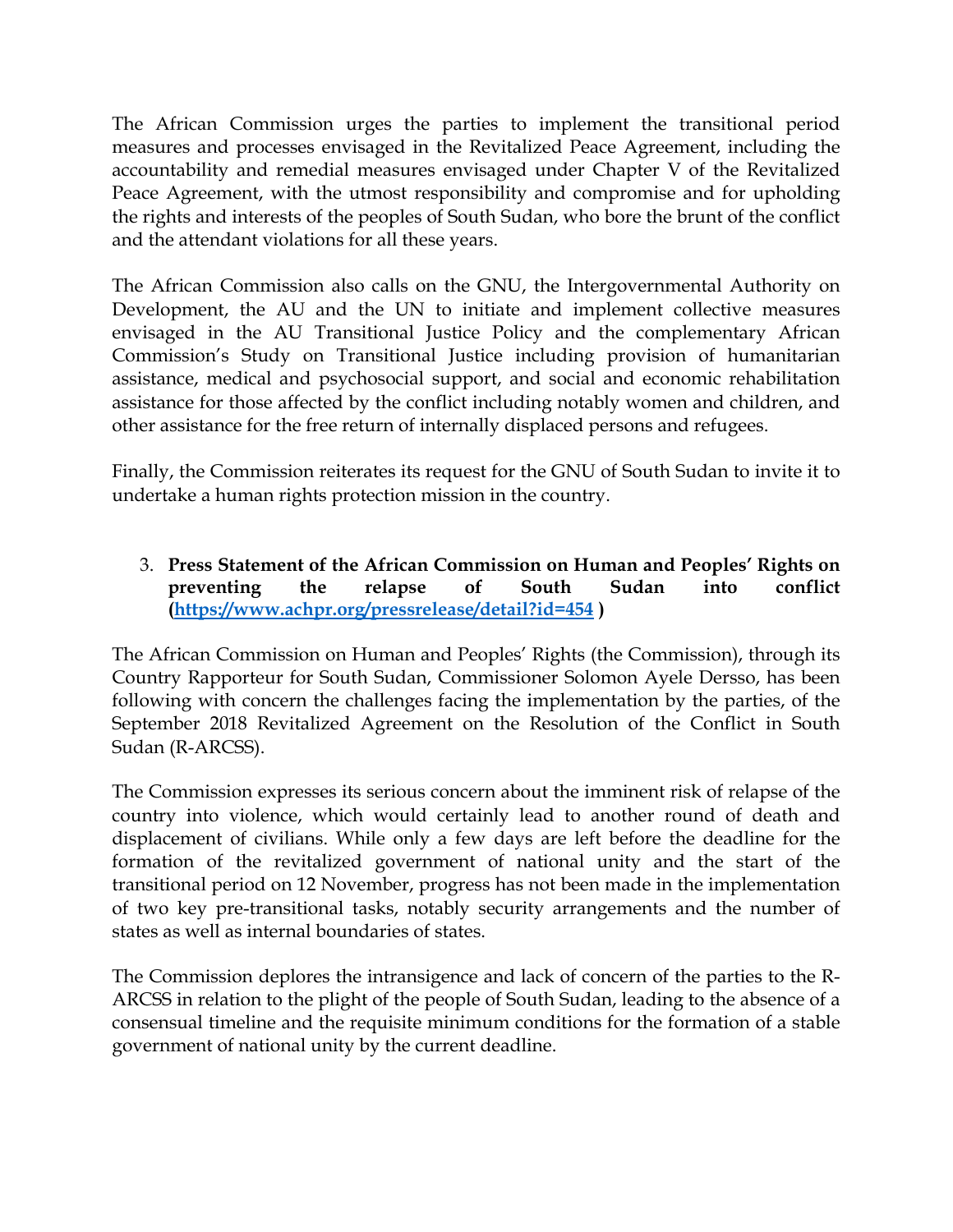The African Commission urges the parties to implement the transitional period measures and processes envisaged in the Revitalized Peace Agreement, including the accountability and remedial measures envisaged under Chapter V of the Revitalized Peace Agreement, with the utmost responsibility and compromise and for upholding the rights and interests of the peoples of South Sudan, who bore the brunt of the conflict and the attendant violations for all these years.

The African Commission also calls on the GNU, the Intergovernmental Authority on Development, the AU and the UN to initiate and implement collective measures envisaged in the AU Transitional Justice Policy and the complementary African Commission's Study on Transitional Justice including provision of humanitarian assistance, medical and psychosocial support, and social and economic rehabilitation assistance for those affected by the conflict including notably women and children, and other assistance for the free return of internally displaced persons and refugees.

Finally, the Commission reiterates its request for the GNU of South Sudan to invite it to undertake a human rights protection mission in the country.

3. **Press Statement of the African Commission on Human and Peoples' Rights on preventing the relapse of South Sudan into conflict ([https://www.achpr.org/pressrelease/detail?id=454](https://www.achpr.org/pressrelease/detail?id=454) )**

The African Commission on Human and Peoples' Rights (the Commission), through its Country Rapporteur for South Sudan, Commissioner Solomon Ayele Dersso, has been following with concern the challenges facing the implementation by the parties, of the September 2018 Revitalized Agreement on the Resolution of the Conflict in South Sudan (R-ARCSS).

The Commission expresses its serious concern about the imminent risk of relapse of the country into violence, which would certainly lead to another round of death and displacement of civilians. While only a few days are left before the deadline for the formation of the revitalized government of national unity and the start of the transitional period on 12 November, progress has not been made in the implementation of two key pre-transitional tasks, notably security arrangements and the number of states as well as internal boundaries of states.

The Commission deplores the intransigence and lack of concern of the parties to the R-ARCSS in relation to the plight of the people of South Sudan, leading to the absence of a consensual timeline and the requisite minimum conditions for the formation of a stable government of national unity by the current deadline.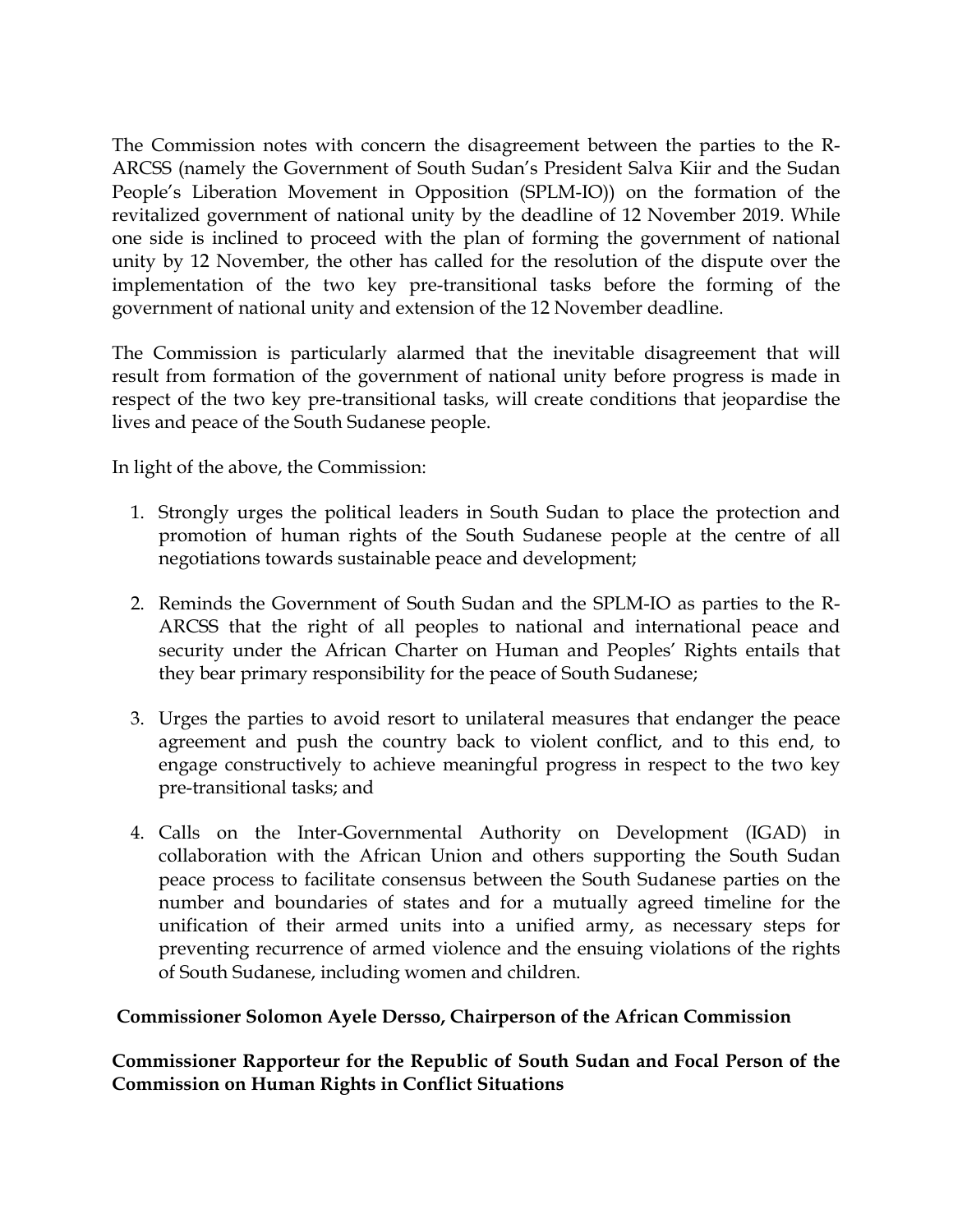The Commission notes with concern the disagreement between the parties to the R-ARCSS (namely the Government of South Sudan's President Salva Kiir and the Sudan People's Liberation Movement in Opposition (SPLM-IO)) on the formation of the revitalized government of national unity by the deadline of 12 November 2019. While one side is inclined to proceed with the plan of forming the government of national unity by 12 November, the other has called for the resolution of the dispute over the implementation of the two key pre-transitional tasks before the forming of the government of national unity and extension of the 12 November deadline.

The Commission is particularly alarmed that the inevitable disagreement that will result from formation of the government of national unity before progress is made in respect of the two key pre-transitional tasks, will create conditions that jeopardise the lives and peace of the South Sudanese people.

In light of the above, the Commission:

1. Strongly urges the political leaders in South Sudan to place the protection and promotion of human rights of the South Sudanese people at the centre of all negotiations towards sustainable peace and development;

2. Reminds the Government of South Sudan and the SPLM-IO as parties to the R-ARCSS that the right of all peoples to national and international peace and security under the African Charter on Human and Peoples' Rights entails that they bear primary responsibility for the peace of South Sudanese;

3. Urges the parties to avoid resort to unilateral measures that endanger the peace agreement and push the country back to violent conflict, and to this end, to engage constructively to achieve meaningful progress in respect to the two key pre-transitional tasks; and

4. Calls on the Inter-Governmental Authority on Development (IGAD) in collaboration with the African Union and others supporting the South Sudan peace process to facilitate consensus between the South Sudanese parties on the number and boundaries of states and for a mutually agreed timeline for the unification of their armed units into a unified army, as necessary steps for preventing recurrence of armed violence and the ensuing violations of the rights of South Sudanese, including women and children.

**Commissioner Solomon Ayele Dersso, Chairperson of the African Commission**

**Commissioner Rapporteur for the Republic of South Sudan and Focal Person of the Commission on Human Rights in Conflict Situations**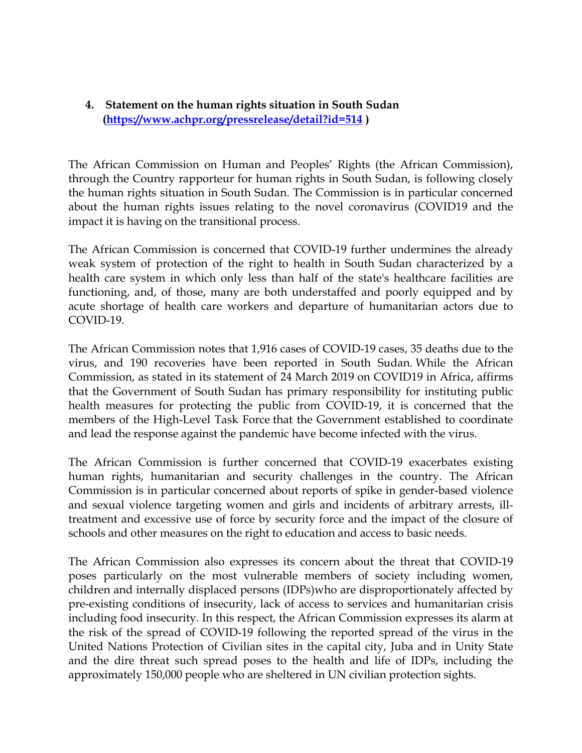4. **Statement on the human rights situation in South Sudan ([https://www.achpr.org/pressrelease/detail?id=514](https://www.achpr.org/pressrelease/detail?id=514) )**

The African Commission on Human and Peoples' Rights (the African Commission), through the Country rapporteur for human rights in South Sudan, is following closely the human rights situation in South Sudan. The Commission is in particular concerned about the human rights issues relating to the novel coronavirus (COVID19 and the impact it is having on the transitional process.

The African Commission is concerned that COVID-19 further undermines the already weak system of protection of the right to health in South Sudan characterized by a health care system in which only less than half of the state's healthcare facilities are functioning, and, of those, many are both understaffed and poorly equipped and by acute shortage of health care workers and departure of humanitarian actors due to COVID-19.

The African Commission notes that 1,916 cases of COVID-19 cases, 35 deaths due to the virus, and 190 recoveries have been reported in South Sudan. While the African Commission, as stated in its statement of 24 March 2019 on COVID19 in Africa, affirms that the Government of South Sudan has primary responsibility for instituting public health measures for protecting the public from COVID-19, it is concerned that the members of the High-Level Task Force that the Government established to coordinate and lead the response against the pandemic have become infected with the virus.

The African Commission is further concerned that COVID-19 exacerbates existing human rights, humanitarian and security challenges in the country. The African Commission is in particular concerned about reports of spike in gender-based violence and sexual violence targeting women and girls and incidents of arbitrary arrests, ill-treatment and excessive use of force by security force and the impact of the closure of schools and other measures on the right to education and access to basic needs.

The African Commission also expresses its concern about the threat that COVID-19 poses particularly on the most vulnerable members of society including women, children and internally displaced persons (IDPs)who are disproportionately affected by pre-existing conditions of insecurity, lack of access to services and humanitarian crisis including food insecurity. In this respect, the African Commission expresses its alarm at the risk of the spread of COVID-19 following the reported spread of the virus in the United Nations Protection of Civilian sites in the capital city, Juba and in Unity State and the dire threat such spread poses to the health and life of IDPs, including the approximately 150,000 people who are sheltered in UN civilian protection sights.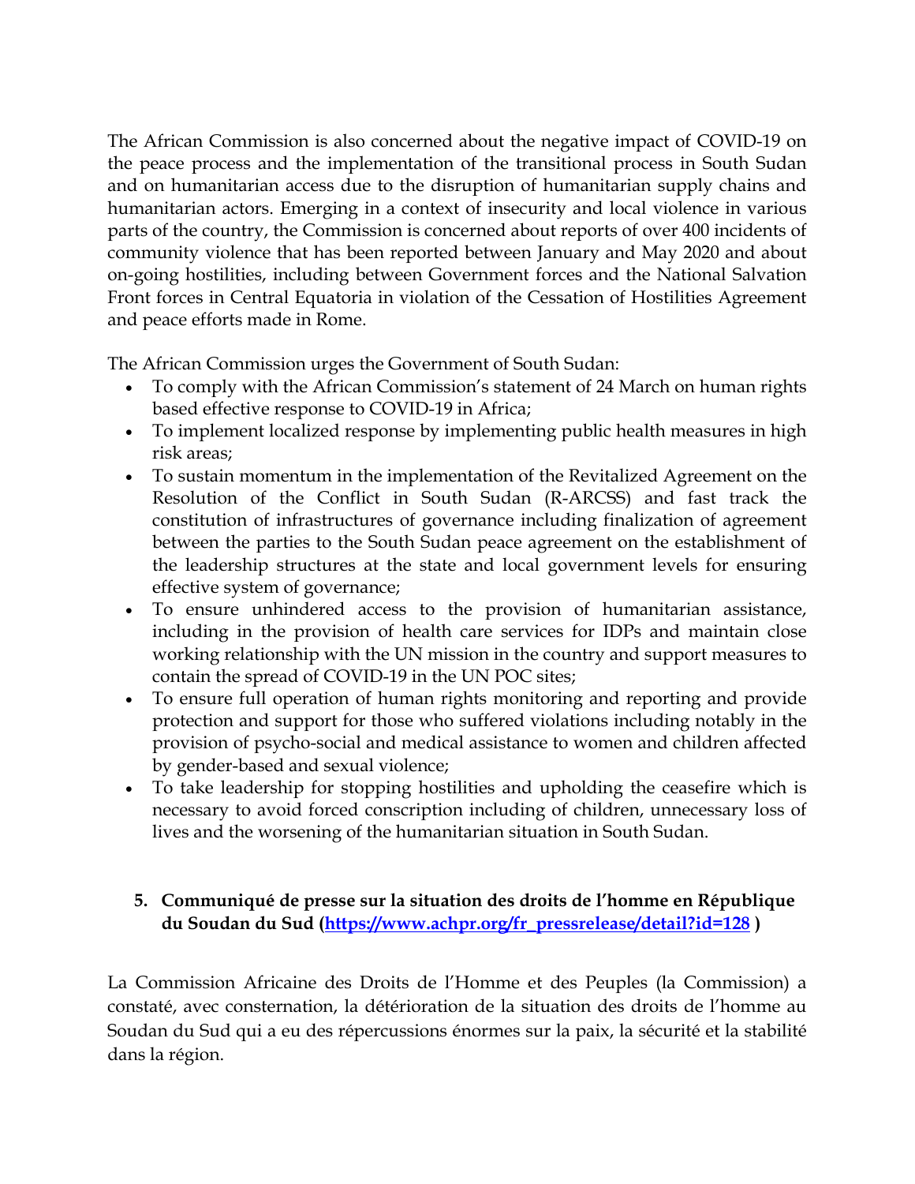The African Commission is also concerned about the negative impact of COVID-19 on the peace process and the implementation of the transitional process in South Sudan and on humanitarian access due to the disruption of humanitarian supply chains and humanitarian actors. Emerging in a context of insecurity and local violence in various parts of the country, the Commission is concerned about reports of over 400 incidents of community violence that has been reported between January and May 2020 and about on-going hostilities, including between Government forces and the National Salvation Front forces in Central Equatoria in violation of the Cessation of Hostilities Agreement and peace efforts made in Rome.

The African Commission urges the Government of South Sudan:

- To comply with the African Commission's statement of 24 March on human rights based effective response to COVID-19 in Africa;
- To implement localized response by implementing public health measures in high risk areas;
- To sustain momentum in the implementation of the Revitalized Agreement on the Resolution of the Conflict in South Sudan (R-ARCSS) and fast track the constitution of infrastructures of governance including finalization of agreement between the parties to the South Sudan peace agreement on the establishment of the leadership structures at the state and local government levels for ensuring effective system of governance;
- To ensure unhindered access to the provision of humanitarian assistance, including in the provision of health care services for IDPs and maintain close working relationship with the UN mission in the country and support measures to contain the spread of COVID-19 in the UN POC sites;
- To ensure full operation of human rights monitoring and reporting and provide protection and support for those who suffered violations including notably in the provision of psycho-social and medical assistance to women and children affected by gender-based and sexual violence;
- To take leadership for stopping hostilities and upholding the ceasefire which is necessary to avoid forced conscription including of children, unnecessary loss of lives and the worsening of the humanitarian situation in South Sudan.

5. **Communiqué de presse sur la situation des droits de l'homme en République du Soudan du Sud ([https://www.achpr.org/fr_pressrelease/detail?id=128](https://www.achpr.org/fr_pressrelease/detail?id=128) )**

La Commission Africaine des Droits de l'Homme et des Peuples (la Commission) a constaté, avec consternation, la détérioration de la situation des droits de l'homme au Soudan du Sud qui a eu des répercussions énormes sur la paix, la sécurité et la stabilité dans la région.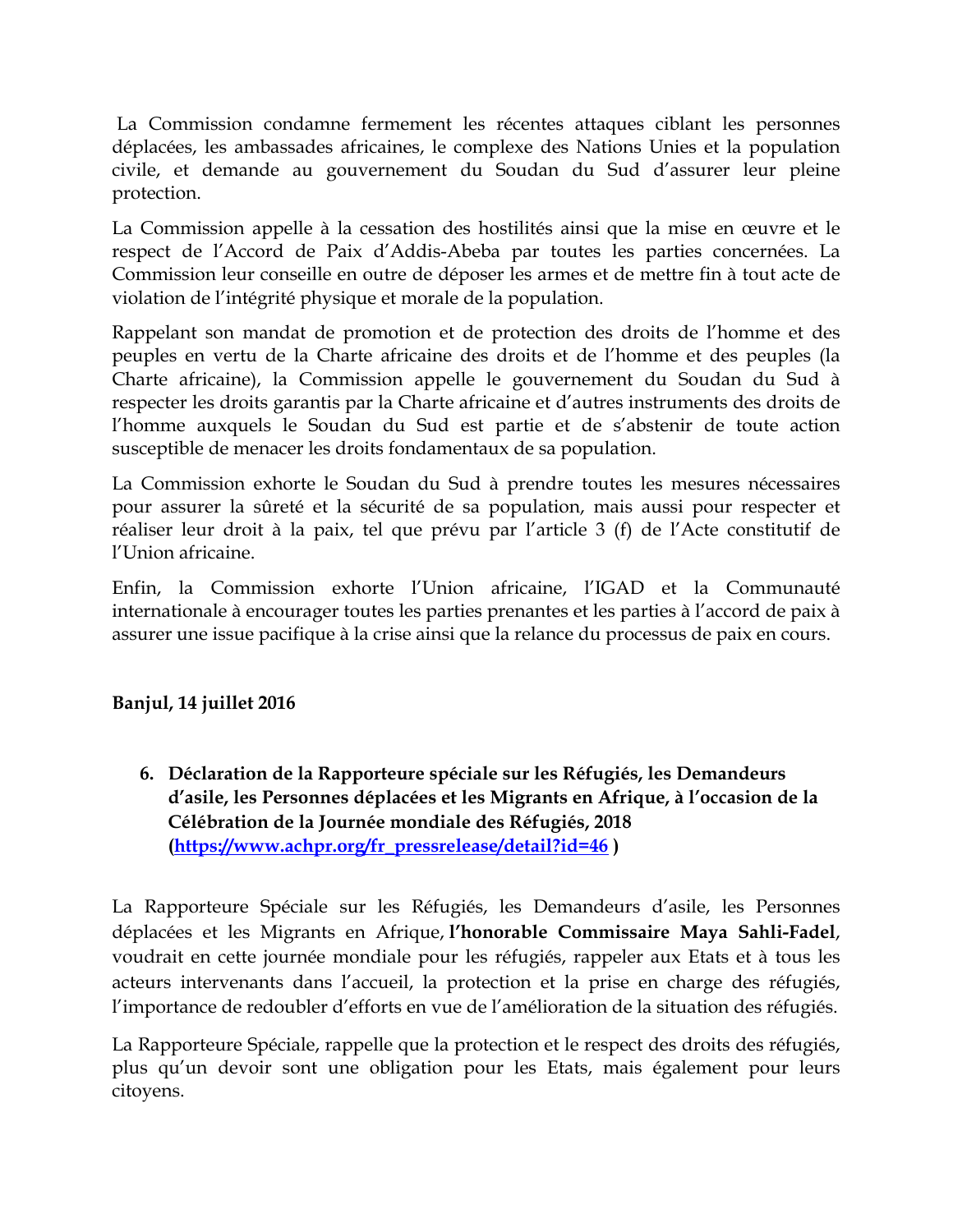La Commission condamne fermement les récentes attaques ciblant les personnes déplacées, les ambassades africaines, le complexe des Nations Unies et la population civile, et demande au gouvernement du Soudan du Sud d'assurer leur pleine protection.

La Commission appelle à la cessation des hostilités ainsi que la mise en œuvre et le respect de l'Accord de Paix d'Addis-Abeba par toutes les parties concernées. La Commission leur conseille en outre de déposer les armes et de mettre fin à tout acte de violation de l'intégrité physique et morale de la population.

Rappelant son mandat de promotion et de protection des droits de l'homme et des peuples en vertu de la Charte africaine des droits et de l'homme et des peuples (la Charte africaine), la Commission appelle le gouvernement du Soudan du Sud à respecter les droits garantis par la Charte africaine et d'autres instruments des droits de l'homme auxquels le Soudan du Sud est partie et de s'abstenir de toute action susceptible de menacer les droits fondamentaux de sa population.

La Commission exhorte le Soudan du Sud à prendre toutes les mesures nécessaires pour assurer la sûreté et la sécurité de sa population, mais aussi pour respecter et réaliser leur droit à la paix, tel que prévu par l'article 3 (f) de l'Acte constitutif de l'Union africaine.

Enfin, la Commission exhorte l'Union africaine, l'IGAD et la Communauté internationale à encourager toutes les parties prenantes et les parties à l'accord de paix à assurer une issue pacifique à la crise ainsi que la relance du processus de paix en cours.

**Banjul, 14 juillet 2016**

6. **Déclaration de la Rapporteure spéciale sur les Réfugiés, les Demandeurs d'asile, les Personnes déplacées et les Migrants en Afrique, à l'occasion de la Célébration de la Journée mondiale des Réfugiés, 2018 ([https://www.achpr.org/fr_pressrelease/detail?id=46](https://www.achpr.org/fr_pressrelease/detail?id=46) )**

La Rapporteure Spéciale sur les Réfugiés, les Demandeurs d'asile, les Personnes déplacées et les Migrants en Afrique, **l'honorable Commissaire Maya Sahli-Fadel**, voudrait en cette journée mondiale pour les réfugiés, rappeler aux Etats et à tous les acteurs intervenants dans l'accueil, la protection et la prise en charge des réfugiés, l'importance de redoubler d'efforts en vue de l'amélioration de la situation des réfugiés.

La Rapporteure Spéciale, rappelle que la protection et le respect des droits des réfugiés, plus qu'un devoir sont une obligation pour les Etats, mais également pour leurs citoyens.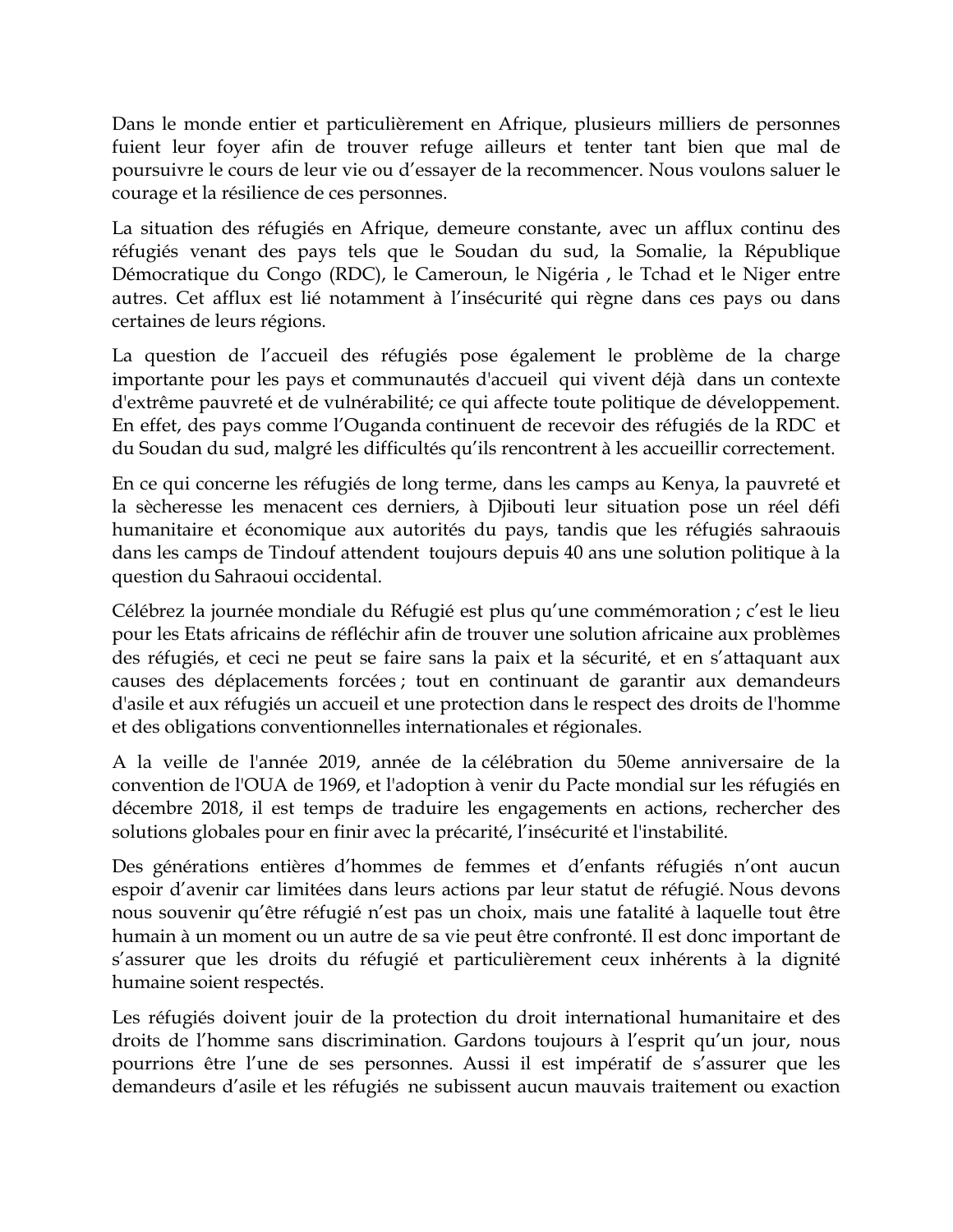Dans le monde entier et particulièrement en Afrique, plusieurs milliers de personnes fuient leur foyer afin de trouver refuge ailleurs et tenter tant bien que mal de poursuivre le cours de leur vie ou d'essayer de la recommencer. Nous voulons saluer le courage et la résilience de ces personnes.

La situation des réfugiés en Afrique, demeure constante, avec un afflux continu des réfugiés venant des pays tels que le Soudan du sud, la Somalie, la République Démocratique du Congo (RDC), le Cameroun, le Nigéria , le Tchad et le Niger entre autres. Cet afflux est lié notamment à l'insécurité qui règne dans ces pays ou dans certaines de leurs régions.

La question de l'accueil des réfugiés pose également le problème de la charge importante pour les pays et communautés d'accueil qui vivent déjà dans un contexte d'extrême pauvreté et de vulnérabilité; ce qui affecte toute politique de développement. En effet, des pays comme l'Ouganda continuent de recevoir des réfugiés de la RDC et du Soudan du sud, malgré les difficultés qu'ils rencontrent à les accueillir correctement.

En ce qui concerne les réfugiés de long terme, dans les camps au Kenya, la pauvreté et la sècheresse les menacent ces derniers, à Djibouti leur situation pose un réel défi humanitaire et économique aux autorités du pays, tandis que les réfugiés sahraouis dans les camps de Tindouf attendent toujours depuis 40 ans une solution politique à la question du Sahraoui occidental.

Célébrez la journée mondiale du Réfugié est plus qu'une commémoration ; c'est le lieu pour les Etats africains de réfléchir afin de trouver une solution africaine aux problèmes des réfugiés, et ceci ne peut se faire sans la paix et la sécurité, et en s'attaquant aux causes des déplacements forcées ; tout en continuant de garantir aux demandeurs d'asile et aux réfugiés un accueil et une protection dans le respect des droits de l'homme et des obligations conventionnelles internationales et régionales.

A la veille de l'année 2019, année de la célébration du 50eme anniversaire de la convention de l'OUA de 1969, et l'adoption à venir du Pacte mondial sur les réfugiés en décembre 2018, il est temps de traduire les engagements en actions, rechercher des solutions globales pour en finir avec la précarité, l'insécurité et l'instabilité.

Des générations entières d'hommes de femmes et d'enfants réfugiés n'ont aucun espoir d'avenir car limitées dans leurs actions par leur statut de réfugié. Nous devons nous souvenir qu'être réfugié n'est pas un choix, mais une fatalité à laquelle tout être humain à un moment ou un autre de sa vie peut être confronté. Il est donc important de s'assurer que les droits du réfugié et particulièrement ceux inhérents à la dignité humaine soient respectés.

Les réfugiés doivent jouir de la protection du droit international humanitaire et des droits de l'homme sans discrimination. Gardons toujours à l'esprit qu'un jour, nous pourrions être l'une de ses personnes. Aussi il est impératif de s'assurer que les demandeurs d'asile et les réfugiés ne subissent aucun mauvais traitement ou exaction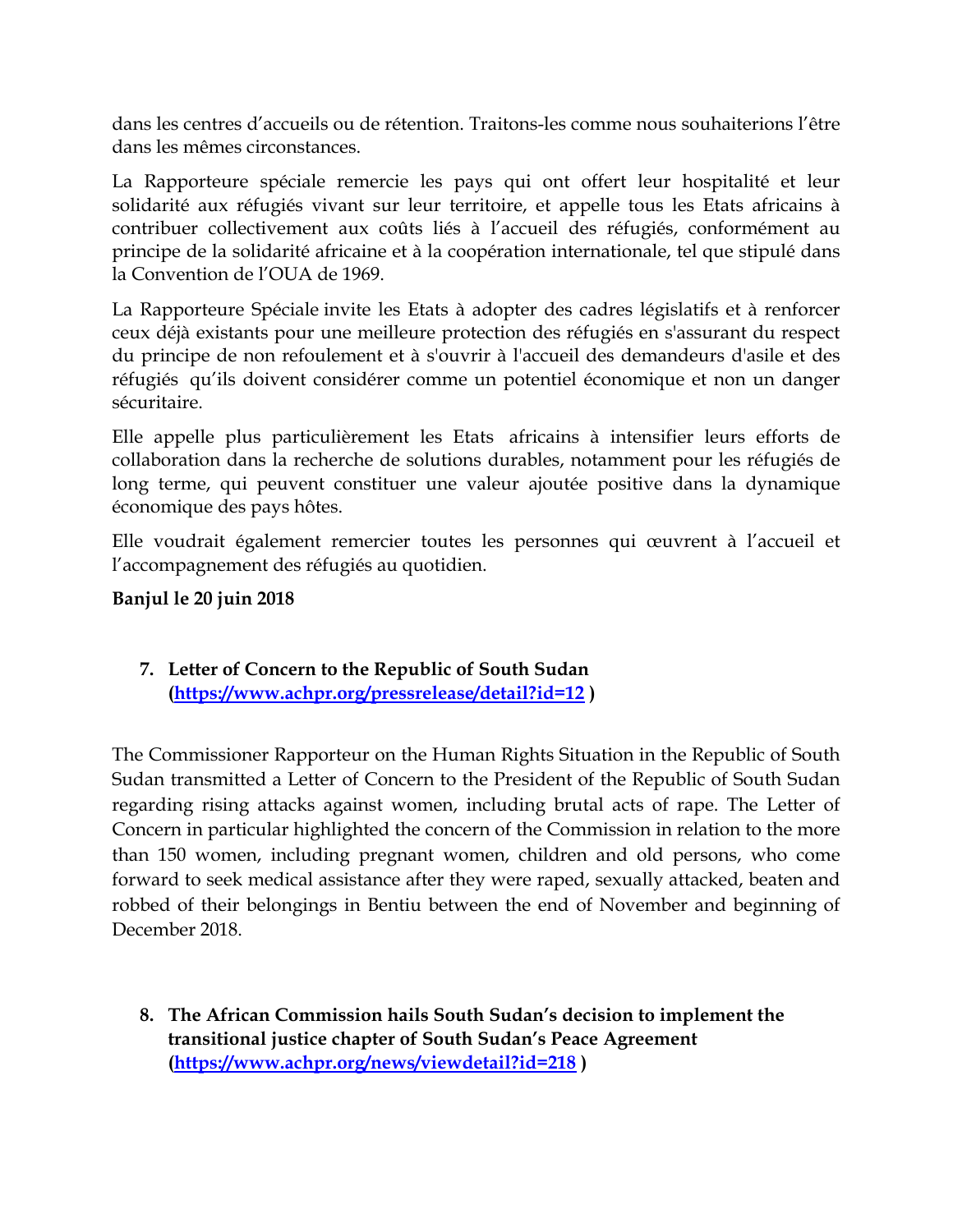dans les centres d'accueils ou de rétention. Traitons-les comme nous souhaiterions l'être dans les mêmes circonstances.

La Rapporteure spéciale remercie les pays qui ont offert leur hospitalité et leur solidarité aux réfugiés vivant sur leur territoire, et appelle tous les Etats africains à contribuer collectivement aux coûts liés à l'accueil des réfugiés, conformément au principe de la solidarité africaine et à la coopération internationale, tel que stipulé dans la Convention de l'OUA de 1969.

La Rapporteure Spéciale invite les Etats à adopter des cadres législatifs et à renforcer ceux déjà existants pour une meilleure protection des réfugiés en s'assurant du respect du principe de non refoulement et à s'ouvrir à l'accueil des demandeurs d'asile et des réfugiés qu'ils doivent considérer comme un potentiel économique et non un danger sécuritaire.

Elle appelle plus particulièrement les Etats africains à intensifier leurs efforts de collaboration dans la recherche de solutions durables, notamment pour les réfugiés de long terme, qui peuvent constituer une valeur ajoutée positive dans la dynamique économique des pays hôtes.

Elle voudrait également remercier toutes les personnes qui œuvrent à l'accueil et l'accompagnement des réfugiés au quotidien.

**Banjul le 20 juin 2018**

7. **Letter of Concern to the Republic of South Sudan ([https://www.achpr.org/pressrelease/detail?id=12](https://www.achpr.org/pressrelease/detail?id=12) )**

The Commissioner Rapporteur on the Human Rights Situation in the Republic of South Sudan transmitted a Letter of Concern to the President of the Republic of South Sudan regarding rising attacks against women, including brutal acts of rape. The Letter of Concern in particular highlighted the concern of the Commission in relation to the more than 150 women, including pregnant women, children and old persons, who come forward to seek medical assistance after they were raped, sexually attacked, beaten and robbed of their belongings in Bentiu between the end of November and beginning of December 2018.

8. **The African Commission hails South Sudan's decision to implement the transitional justice chapter of South Sudan's Peace Agreement ([https://www.achpr.org/news/viewdetail?id=218](https://www.achpr.org/news/viewdetail?id=218) )**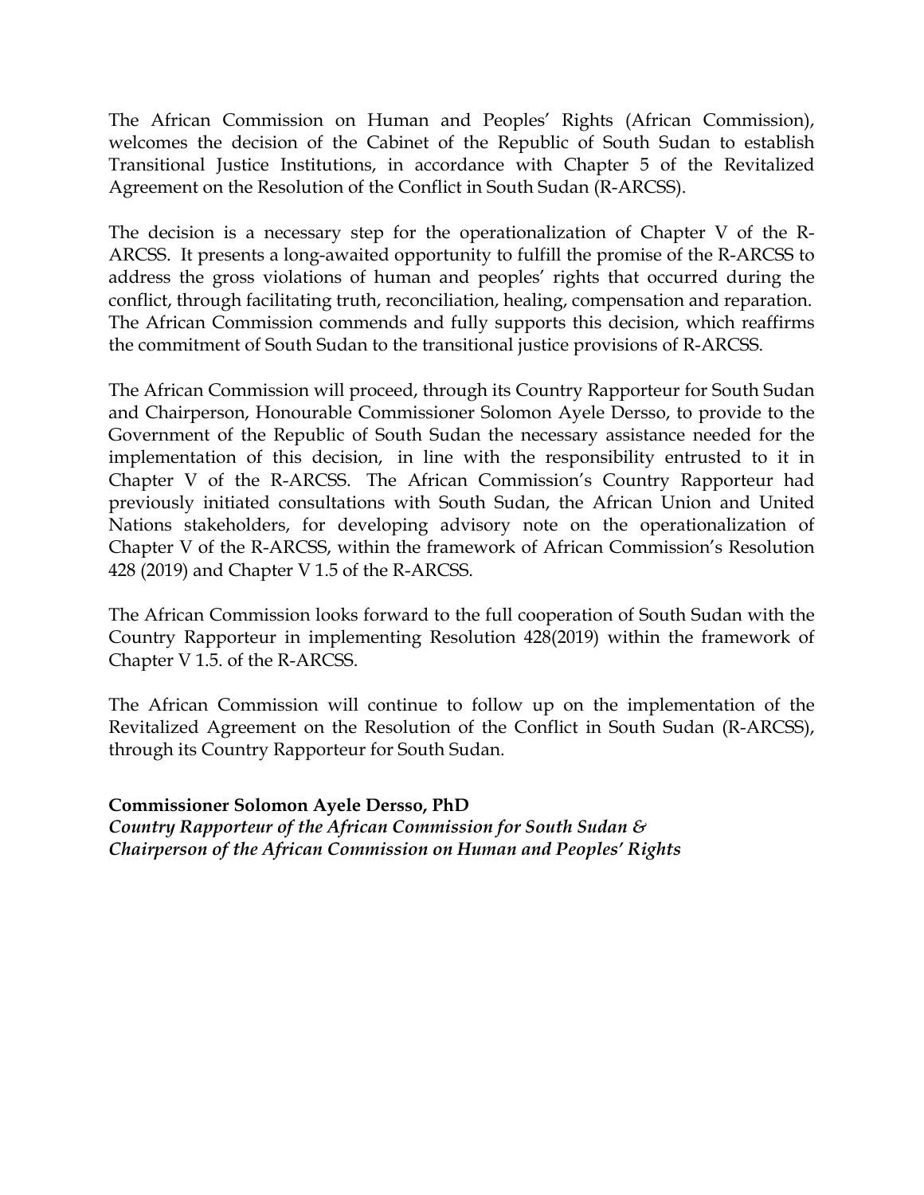The African Commission on Human and Peoples' Rights (African Commission), welcomes the decision of the Cabinet of the Republic of South Sudan to establish Transitional Justice Institutions, in accordance with Chapter 5 of the Revitalized Agreement on the Resolution of the Conflict in South Sudan (R-ARCSS).

The decision is a necessary step for the operationalization of Chapter V of the R-ARCSS. It presents a long-awaited opportunity to fulfill the promise of the R-ARCSS to address the gross violations of human and peoples' rights that occurred during the conflict, through facilitating truth, reconciliation, healing, compensation and reparation. The African Commission commends and fully supports this decision, which reaffirms the commitment of South Sudan to the transitional justice provisions of R-ARCSS.

The African Commission will proceed, through its Country Rapporteur for South Sudan and Chairperson, Honourable Commissioner Solomon Ayele Dersso, to provide to the Government of the Republic of South Sudan the necessary assistance needed for the implementation of this decision, in line with the responsibility entrusted to it in Chapter V of the R-ARCSS. The African Commission's Country Rapporteur had previously initiated consultations with South Sudan, the African Union and United Nations stakeholders, for developing advisory note on the operationalization of Chapter V of the R-ARCSS, within the framework of African Commission's Resolution 428 (2019) and Chapter V 1.5 of the R-ARCSS.

The African Commission looks forward to the full cooperation of South Sudan with the Country Rapporteur in implementing Resolution 428(2019) within the framework of Chapter V 1.5. of the R-ARCSS.

The African Commission will continue to follow up on the implementation of the Revitalized Agreement on the Resolution of the Conflict in South Sudan (R-ARCSS), through its Country Rapporteur for South Sudan.

**Commissioner Solomon Ayele Dersso, PhD**
***Country Rapporteur of the African Commission for South Sudan &***
***Chairperson of the African Commission on Human and Peoples' Rights***